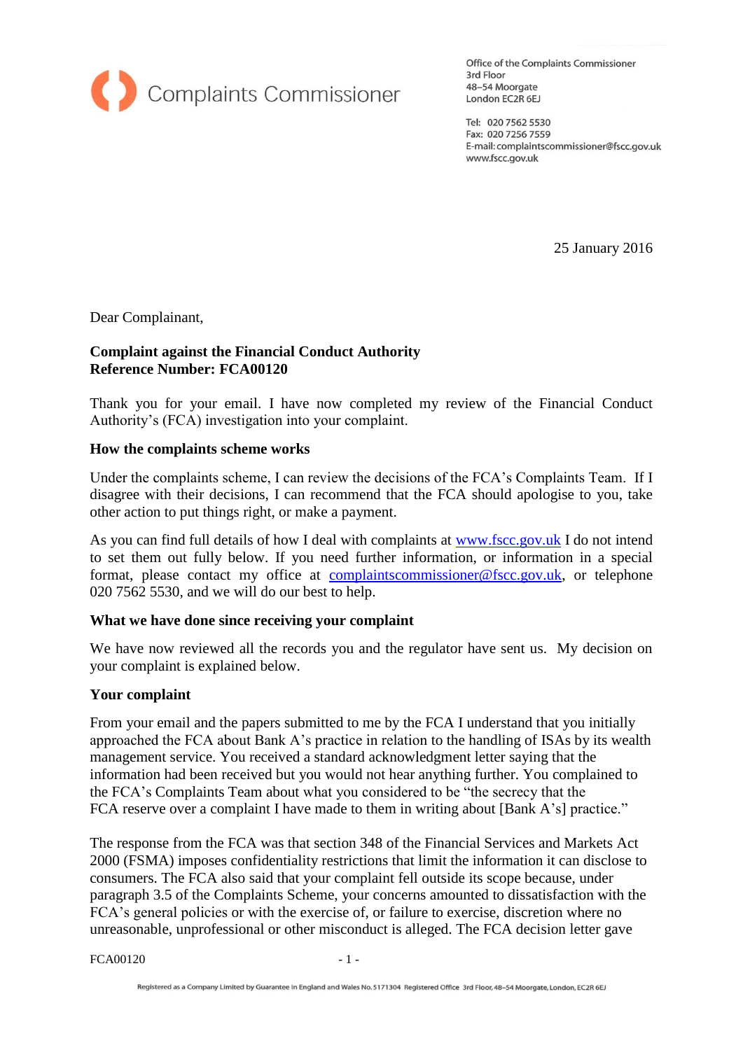Complaints Commissioner

Office of the Complaints Commissioner
3rd Floor
48–54 Moorgate
London EC2R 6EJ

Tel: 020 7562 5530
Fax: 020 7256 7559
E-mail: complaintscommissioner@fscc.gov.uk
www.fscc.gov.uk

25 January 2016

Dear Complainant,

**Complaint against the Financial Conduct Authority**
**Reference Number: FCA00120**

Thank you for your email. I have now completed my review of the Financial Conduct Authority's (FCA) investigation into your complaint.

**How the complaints scheme works**

Under the complaints scheme, I can review the decisions of the FCA's Complaints Team. If I disagree with their decisions, I can recommend that the FCA should apologise to you, take other action to put things right, or make a payment.

As you can find full details of how I deal with complaints at www.fscc.gov.uk I do not intend to set them out fully below. If you need further information, or information in a special format, please contact my office at complaintscommissioner@fscc.gov.uk, or telephone 020 7562 5530, and we will do our best to help.

**What we have done since receiving your complaint**

We have now reviewed all the records you and the regulator have sent us. My decision on your complaint is explained below.

**Your complaint**

From your email and the papers submitted to me by the FCA I understand that you initially approached the FCA about Bank A's practice in relation to the handling of ISAs by its wealth management service. You received a standard acknowledgment letter saying that the information had been received but you would not hear anything further. You complained to the FCA's Complaints Team about what you considered to be "the secrecy that the FCA reserve over a complaint I have made to them in writing about [Bank A's] practice."

The response from the FCA was that section 348 of the Financial Services and Markets Act 2000 (FSMA) imposes confidentiality restrictions that limit the information it can disclose to consumers. The FCA also said that your complaint fell outside its scope because, under paragraph 3.5 of the Complaints Scheme, your concerns amounted to dissatisfaction with the FCA's general policies or with the exercise of, or failure to exercise, discretion where no unreasonable, unprofessional or other misconduct is alleged. The FCA decision letter gave

Registered as a Company Limited by Guarantee in England and Wales No. 5171304 Registered Office 3rd Floor, 48–54 Moorgate, London, EC2R 6EJ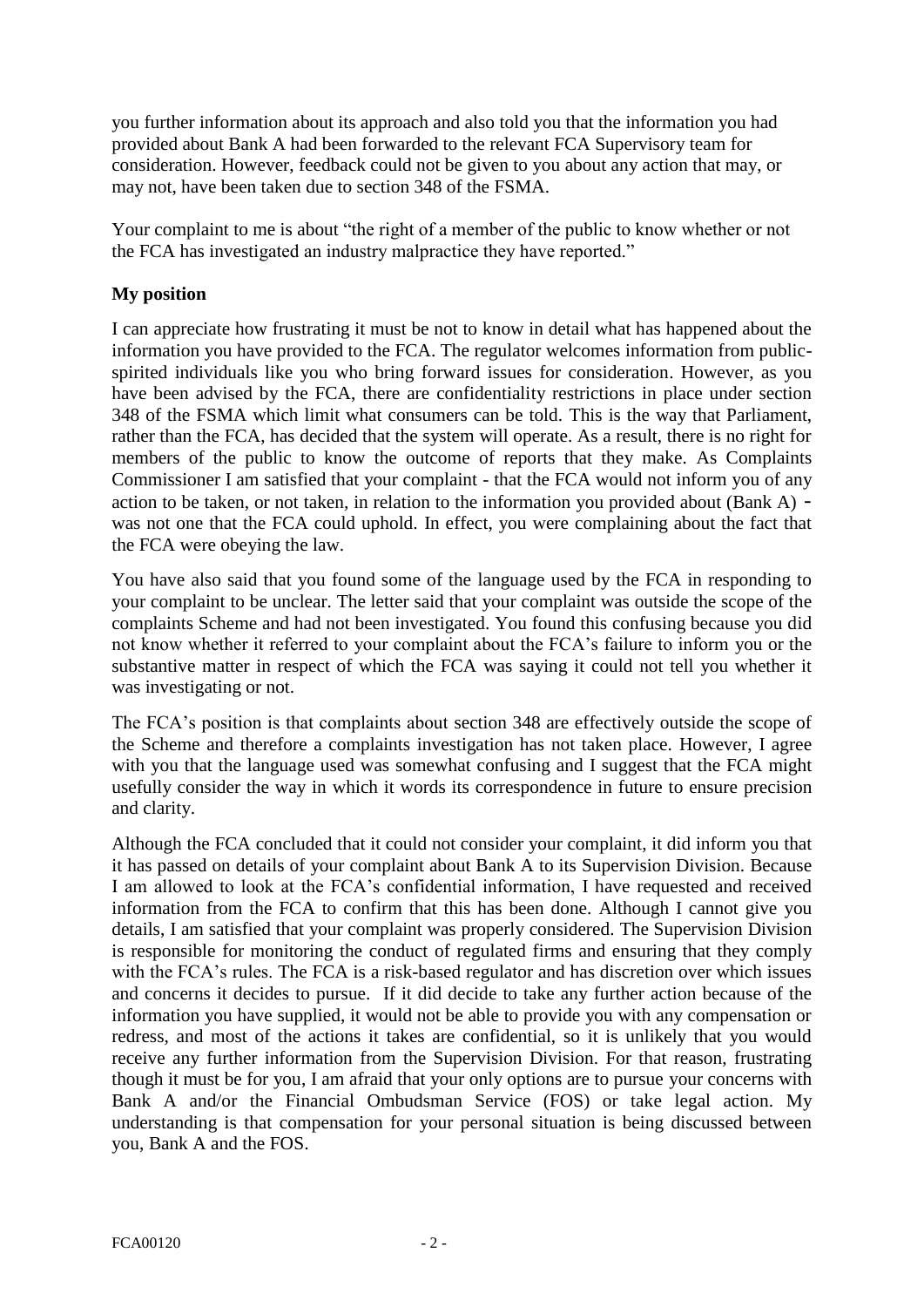you further information about its approach and also told you that the information you had provided about Bank A had been forwarded to the relevant FCA Supervisory team for consideration. However, feedback could not be given to you about any action that may, or may not, have been taken due to section 348 of the FSMA.

Your complaint to me is about "the right of a member of the public to know whether or not the FCA has investigated an industry malpractice they have reported."

**My position**

I can appreciate how frustrating it must be not to know in detail what has happened about the information you have provided to the FCA. The regulator welcomes information from public-spirited individuals like you who bring forward issues for consideration. However, as you have been advised by the FCA, there are confidentiality restrictions in place under section 348 of the FSMA which limit what consumers can be told. This is the way that Parliament, rather than the FCA, has decided that the system will operate. As a result, there is no right for members of the public to know the outcome of reports that they make. As Complaints Commissioner I am satisfied that your complaint - that the FCA would not inform you of any action to be taken, or not taken, in relation to the information you provided about (Bank A) - was not one that the FCA could uphold. In effect, you were complaining about the fact that the FCA were obeying the law.

You have also said that you found some of the language used by the FCA in responding to your complaint to be unclear. The letter said that your complaint was outside the scope of the complaints Scheme and had not been investigated. You found this confusing because you did not know whether it referred to your complaint about the FCA's failure to inform you or the substantive matter in respect of which the FCA was saying it could not tell you whether it was investigating or not.

The FCA's position is that complaints about section 348 are effectively outside the scope of the Scheme and therefore a complaints investigation has not taken place. However, I agree with you that the language used was somewhat confusing and I suggest that the FCA might usefully consider the way in which it words its correspondence in future to ensure precision and clarity.

Although the FCA concluded that it could not consider your complaint, it did inform you that it has passed on details of your complaint about Bank A to its Supervision Division. Because I am allowed to look at the FCA's confidential information, I have requested and received information from the FCA to confirm that this has been done. Although I cannot give you details, I am satisfied that your complaint was properly considered. The Supervision Division is responsible for monitoring the conduct of regulated firms and ensuring that they comply with the FCA's rules. The FCA is a risk-based regulator and has discretion over which issues and concerns it decides to pursue. If it did decide to take any further action because of the information you have supplied, it would not be able to provide you with any compensation or redress, and most of the actions it takes are confidential, so it is unlikely that you would receive any further information from the Supervision Division. For that reason, frustrating though it must be for you, I am afraid that your only options are to pursue your concerns with Bank A and/or the Financial Ombudsman Service (FOS) or take legal action. My understanding is that compensation for your personal situation is being discussed between you, Bank A and the FOS.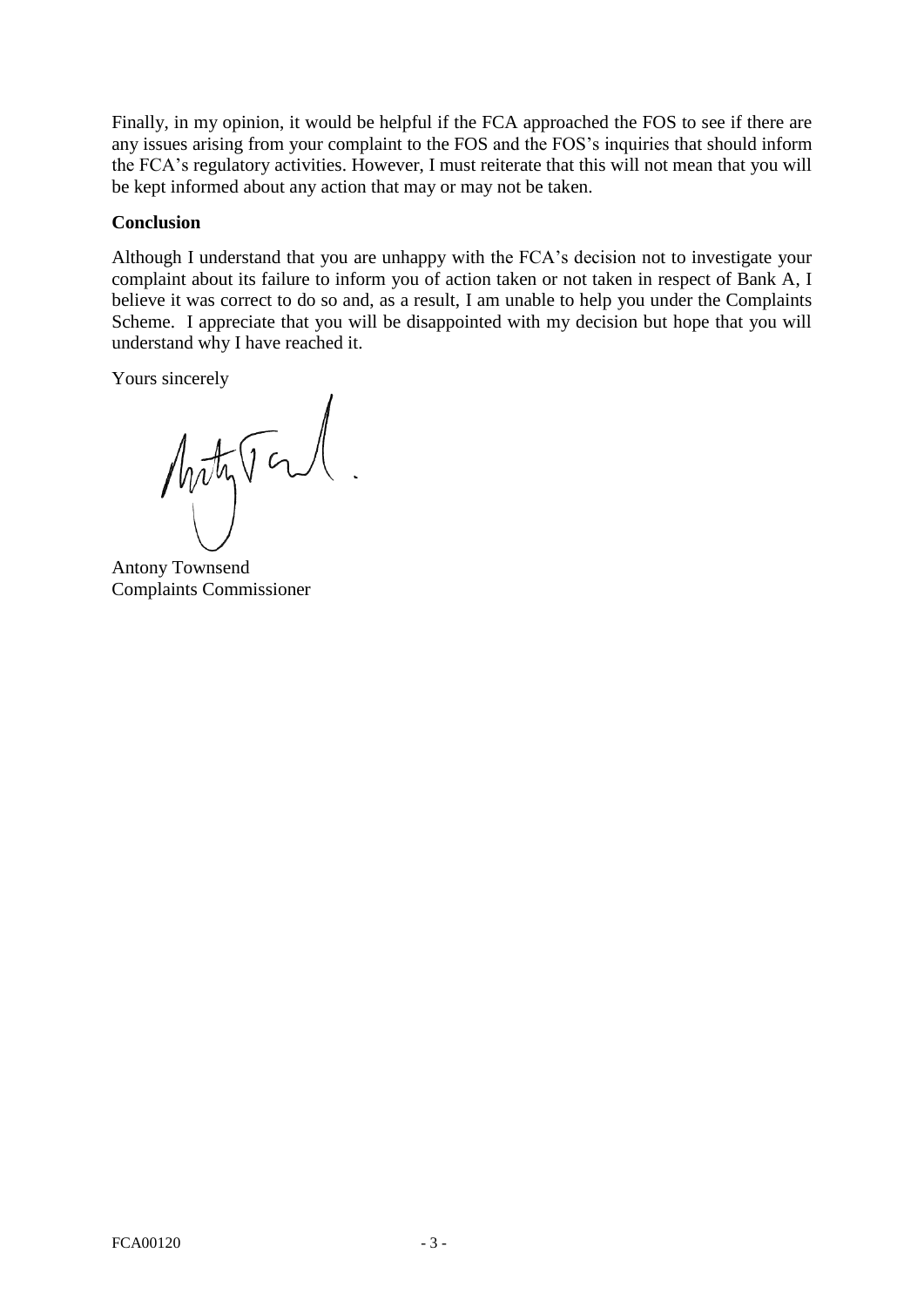Finally, in my opinion, it would be helpful if the FCA approached the FOS to see if there are any issues arising from your complaint to the FOS and the FOS's inquiries that should inform the FCA's regulatory activities. However, I must reiterate that this will not mean that you will be kept informed about any action that may or may not be taken.

**Conclusion**

Although I understand that you are unhappy with the FCA's decision not to investigate your complaint about its failure to inform you of action taken or not taken in respect of Bank A, I believe it was correct to do so and, as a result, I am unable to help you under the Complaints Scheme. I appreciate that you will be disappointed with my decision but hope that you will understand why I have reached it.

Yours sincerely

Antony Townsend
Complaints Commissioner

FCA00120